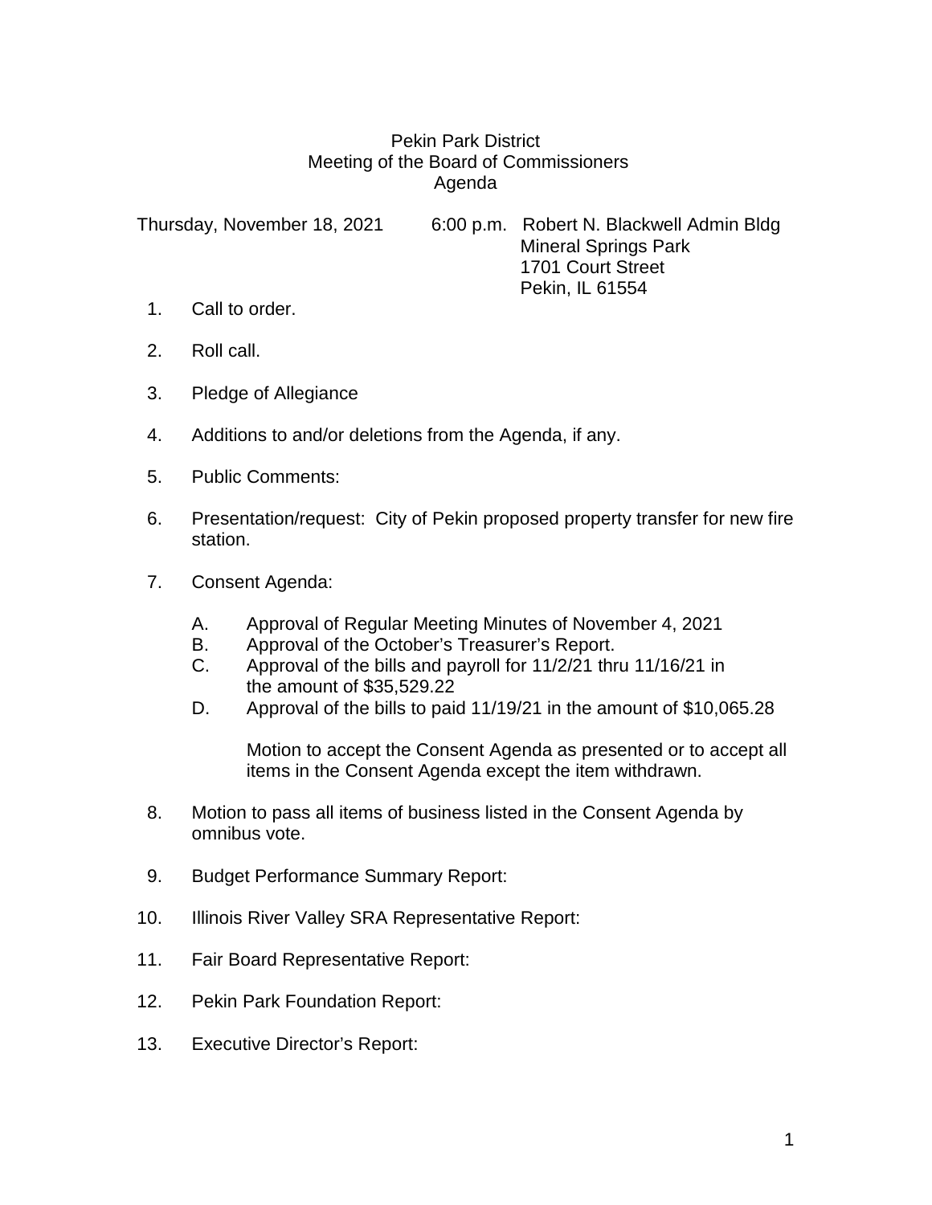# Pekin Park District
## Meeting of the Board of Commissioners
## Agenda

Thursday, November 18, 2021 6:00 p.m. Robert N. Blackwell Admin Bldg
Mineral Springs Park
1701 Court Street
Pekin, IL 61554

1. Call to order.

2. Roll call.

3. Pledge of Allegiance

4. Additions to and/or deletions from the Agenda, if any.

5. Public Comments:

6. Presentation/request: City of Pekin proposed property transfer for new fire station.

7. Consent Agenda:

   A. Approval of Regular Meeting Minutes of November 4, 2021
   B. Approval of the October's Treasurer's Report.
   C. Approval of the bills and payroll for 11/2/21 thru 11/16/21 in the amount of $35,529.22
   D. Approval of the bills to paid 11/19/21 in the amount of $10,065.28

   Motion to accept the Consent Agenda as presented or to accept all items in the Consent Agenda except the item withdrawn.

8. Motion to pass all items of business listed in the Consent Agenda by omnibus vote.

9. Budget Performance Summary Report:

10. Illinois River Valley SRA Representative Report:

11. Fair Board Representative Report:

12. Pekin Park Foundation Report:

13. Executive Director's Report: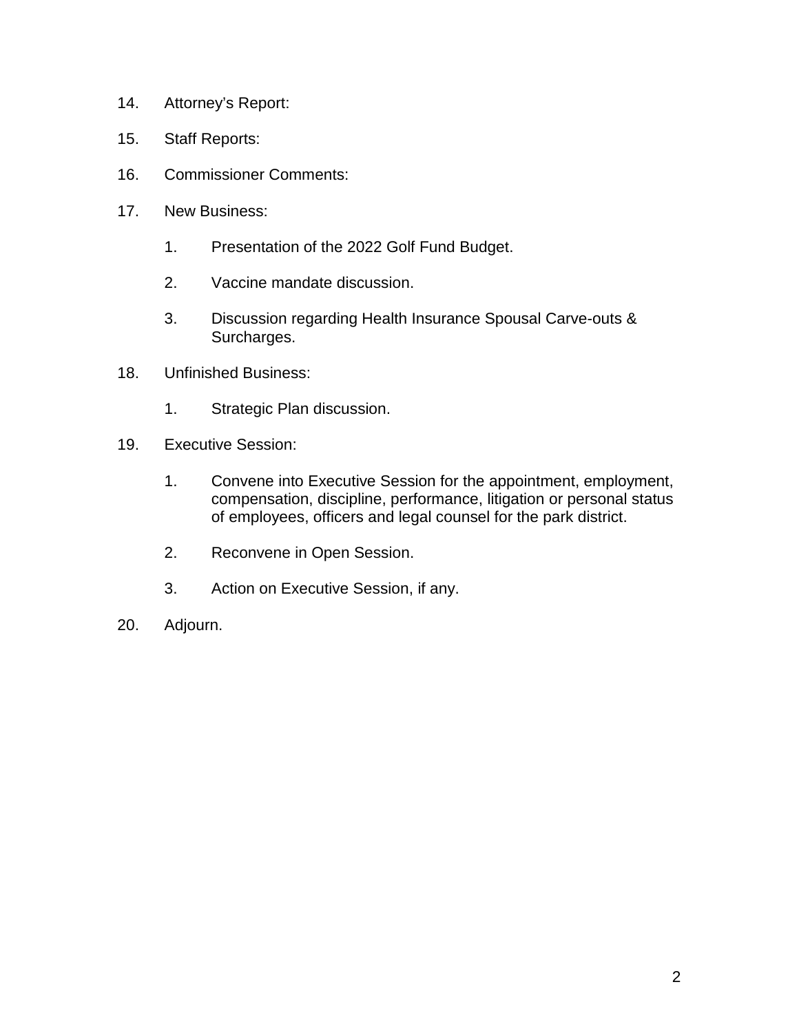14. Attorney's Report:

15. Staff Reports:

16. Commissioner Comments:

17. New Business:

    1. Presentation of the 2022 Golf Fund Budget.

    2. Vaccine mandate discussion.

    3. Discussion regarding Health Insurance Spousal Carve-outs & Surcharges.

18. Unfinished Business:

    1. Strategic Plan discussion.

19. Executive Session:

    1. Convene into Executive Session for the appointment, employment, compensation, discipline, performance, litigation or personal status of employees, officers and legal counsel for the park district.

    2. Reconvene in Open Session.

    3. Action on Executive Session, if any.

20. Adjourn.